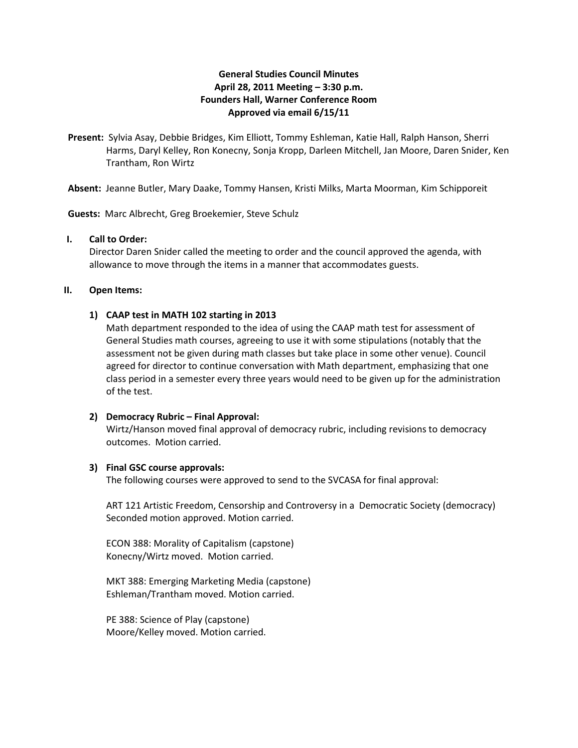**General Studies Council Minutes**
**April 28, 2011 Meeting – 3:30 p.m.**
**Founders Hall, Warner Conference Room**
**Approved via email 6/15/11**

**Present:** Sylvia Asay, Debbie Bridges, Kim Elliott, Tommy Eshleman, Katie Hall, Ralph Hanson, Sherri Harms, Daryl Kelley, Ron Konecny, Sonja Kropp, Darleen Mitchell, Jan Moore, Daren Snider, Ken Trantham, Ron Wirtz

**Absent:** Jeanne Butler, Mary Daake, Tommy Hansen, Kristi Milks, Marta Moorman, Kim Schipporeit

**Guests:** Marc Albrecht, Greg Broekemier, Steve Schulz

## I. Call to Order:

Director Daren Snider called the meeting to order and the council approved the agenda, with allowance to move through the items in a manner that accommodates guests.

## II. Open Items:

### 1) CAAP test in MATH 102 starting in 2013

Math department responded to the idea of using the CAAP math test for assessment of General Studies math courses, agreeing to use it with some stipulations (notably that the assessment not be given during math classes but take place in some other venue). Council agreed for director to continue conversation with Math department, emphasizing that one class period in a semester every three years would need to be given up for the administration of the test.

### 2) Democracy Rubric – Final Approval:

Wirtz/Hanson moved final approval of democracy rubric, including revisions to democracy outcomes. Motion carried.

### 3) Final GSC course approvals:

The following courses were approved to send to the SVCASA for final approval:

ART 121 Artistic Freedom, Censorship and Controversy in a Democratic Society (democracy)
Seconded motion approved. Motion carried.

ECON 388: Morality of Capitalism (capstone)
Konecny/Wirtz moved. Motion carried.

MKT 388: Emerging Marketing Media (capstone)
Eshleman/Trantham moved. Motion carried.

PE 388: Science of Play (capstone)
Moore/Kelley moved. Motion carried.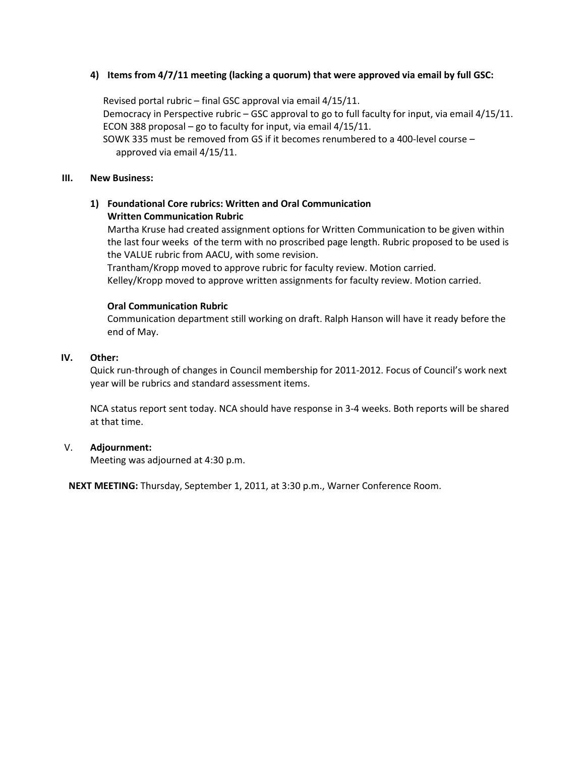4) **Items from 4/7/11 meeting (lacking a quorum) that were approved via email by full GSC:**

Revised portal rubric – final GSC approval via email 4/15/11.
Democracy in Perspective rubric – GSC approval to go to full faculty for input, via email 4/15/11.
ECON 388 proposal – go to faculty for input, via email 4/15/11.
SOWK 335 must be removed from GS if it becomes renumbered to a 400-level course – approved via email 4/15/11.

## III. New Business:

### 1) Foundational Core rubrics: Written and Oral Communication

**Written Communication Rubric**

Martha Kruse had created assignment options for Written Communication to be given within the last four weeks of the term with no proscribed page length. Rubric proposed to be used is the VALUE rubric from AACU, with some revision.
Trantham/Kropp moved to approve rubric for faculty review. Motion carried.
Kelley/Kropp moved to approve written assignments for faculty review. Motion carried.

**Oral Communication Rubric**

Communication department still working on draft. Ralph Hanson will have it ready before the end of May.

## IV. Other:

Quick run-through of changes in Council membership for 2011-2012. Focus of Council's work next year will be rubrics and standard assessment items.

NCA status report sent today. NCA should have response in 3-4 weeks. Both reports will be shared at that time.

## V. Adjournment:

Meeting was adjourned at 4:30 p.m.

**NEXT MEETING:** Thursday, September 1, 2011, at 3:30 p.m., Warner Conference Room.